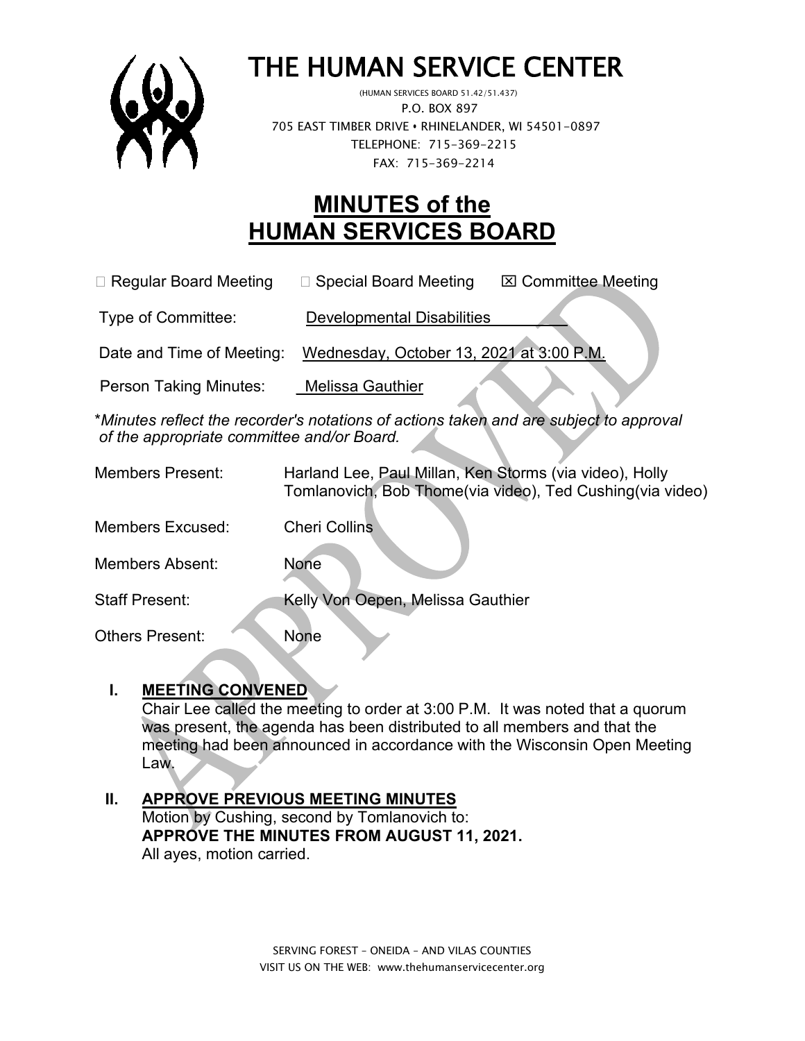# THE HUMAN SERVICE CENTER

(HUMAN SERVICES BOARD 51.42/51.437)
P.O. BOX 897
705 EAST TIMBER DRIVE • RHINELANDER, WI 54501-0897
TELEPHONE: 715-369-2215
FAX: 715-369-2214

# MINUTES of the HUMAN SERVICES BOARD

☐ Regular Board Meeting ☐ Special Board Meeting ☒ Committee Meeting

Type of Committee: Developmental Disabilities

Date and Time of Meeting: Wednesday, October 13, 2021 at 3:00 P.M.

Person Taking Minutes: Melissa Gauthier

\**Minutes reflect the recorder's notations of actions taken and are subject to approval of the appropriate committee and/or Board.*

Members Present: Harland Lee, Paul Millan, Ken Storms (via video), Holly Tomlanovich, Bob Thome(via video), Ted Cushing(via video)

Members Excused: Cheri Collins

Members Absent: None

Staff Present: Kelly Von Oepen, Melissa Gauthier

Others Present: None

## I. MEETING CONVENED

Chair Lee called the meeting to order at 3:00 P.M. It was noted that a quorum was present, the agenda has been distributed to all members and that the meeting had been announced in accordance with the Wisconsin Open Meeting Law.

## II. APPROVE PREVIOUS MEETING MINUTES

Motion by Cushing, second by Tomlanovich to:
**APPROVE THE MINUTES FROM AUGUST 11, 2021.**
All ayes, motion carried.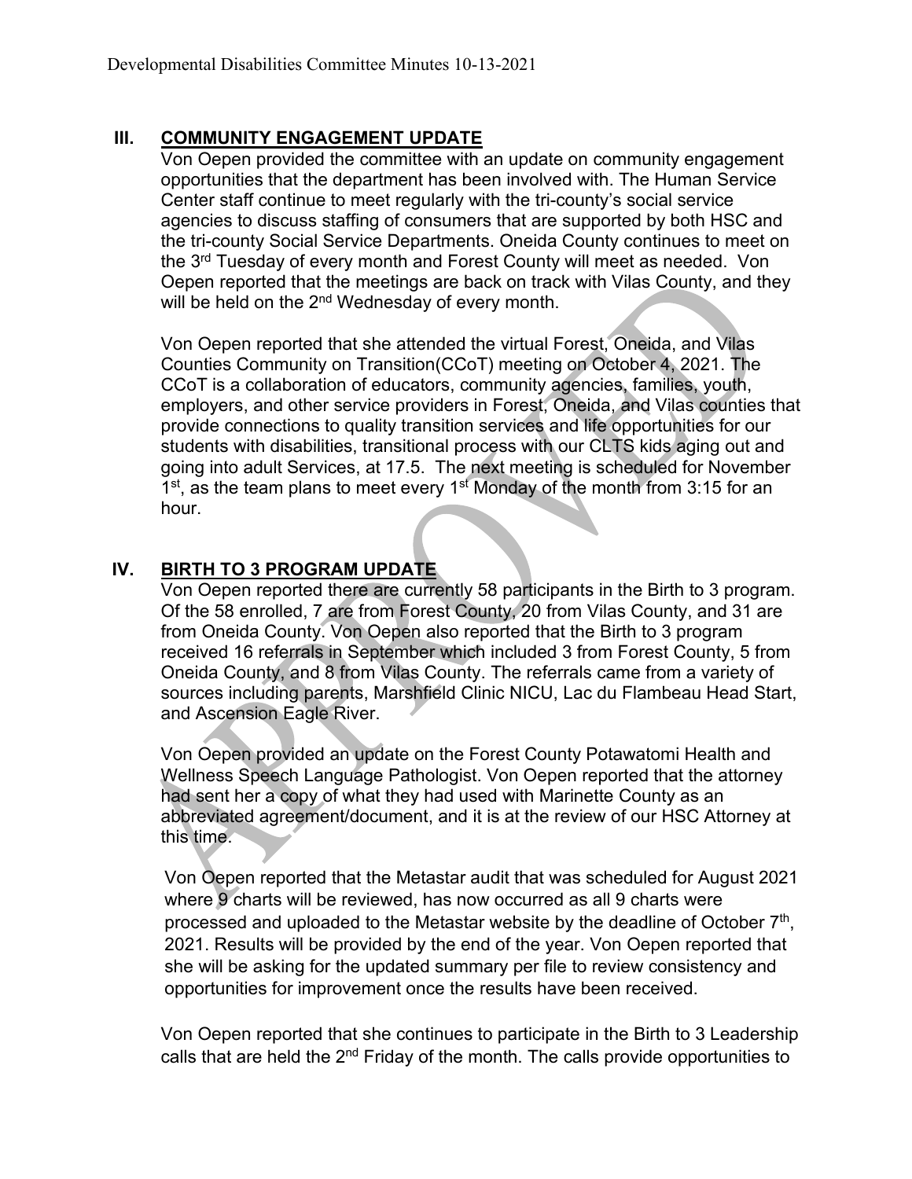## III. COMMUNITY ENGAGEMENT UPDATE

Von Oepen provided the committee with an update on community engagement opportunities that the department has been involved with. The Human Service Center staff continue to meet regularly with the tri-county's social service agencies to discuss staffing of consumers that are supported by both HSC and the tri-county Social Service Departments. Oneida County continues to meet on the 3rd Tuesday of every month and Forest County will meet as needed. Von Oepen reported that the meetings are back on track with Vilas County, and they will be held on the 2nd Wednesday of every month.

Von Oepen reported that she attended the virtual Forest, Oneida, and Vilas Counties Community on Transition(CCoT) meeting on October 4, 2021. The CCoT is a collaboration of educators, community agencies, families, youth, employers, and other service providers in Forest, Oneida, and Vilas counties that provide connections to quality transition services and life opportunities for our students with disabilities, transitional process with our CLTS kids aging out and going into adult Services, at 17.5. The next meeting is scheduled for November 1st, as the team plans to meet every 1st Monday of the month from 3:15 for an hour.

## IV. BIRTH TO 3 PROGRAM UPDATE

Von Oepen reported there are currently 58 participants in the Birth to 3 program. Of the 58 enrolled, 7 are from Forest County, 20 from Vilas County, and 31 are from Oneida County. Von Oepen also reported that the Birth to 3 program received 16 referrals in September which included 3 from Forest County, 5 from Oneida County, and 8 from Vilas County. The referrals came from a variety of sources including parents, Marshfield Clinic NICU, Lac du Flambeau Head Start, and Ascension Eagle River.

Von Oepen provided an update on the Forest County Potawatomi Health and Wellness Speech Language Pathologist. Von Oepen reported that the attorney had sent her a copy of what they had used with Marinette County as an abbreviated agreement/document, and it is at the review of our HSC Attorney at this time.

Von Oepen reported that the Metastar audit that was scheduled for August 2021 where 9 charts will be reviewed, has now occurred as all 9 charts were processed and uploaded to the Metastar website by the deadline of October 7th, 2021. Results will be provided by the end of the year. Von Oepen reported that she will be asking for the updated summary per file to review consistency and opportunities for improvement once the results have been received.

Von Oepen reported that she continues to participate in the Birth to 3 Leadership calls that are held the 2nd Friday of the month. The calls provide opportunities to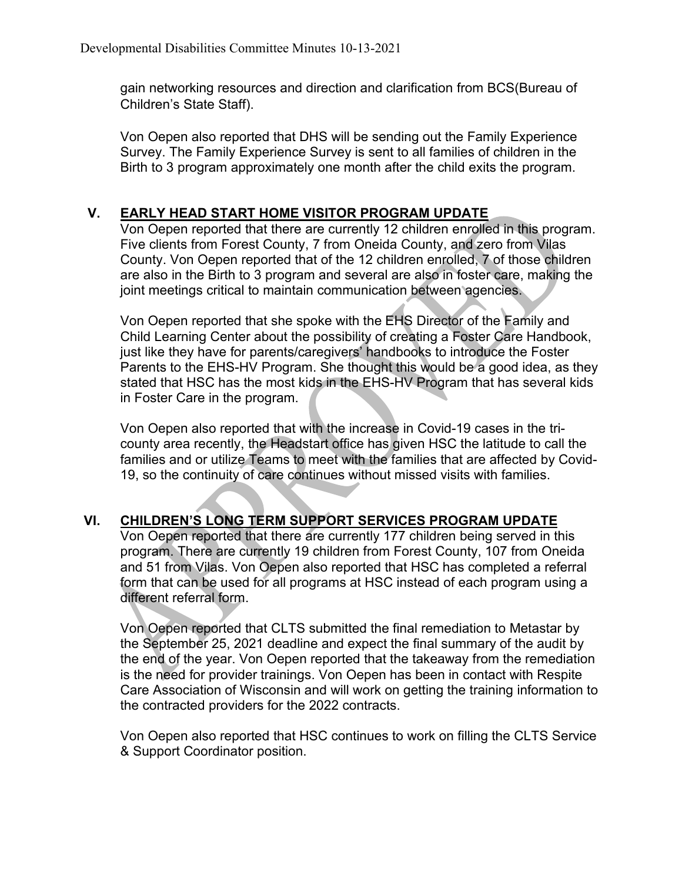gain networking resources and direction and clarification from BCS(Bureau of Children's State Staff).

Von Oepen also reported that DHS will be sending out the Family Experience Survey. The Family Experience Survey is sent to all families of children in the Birth to 3 program approximately one month after the child exits the program.

## V. EARLY HEAD START HOME VISITOR PROGRAM UPDATE

Von Oepen reported that there are currently 12 children enrolled in this program. Five clients from Forest County, 7 from Oneida County, and zero from Vilas County. Von Oepen reported that of the 12 children enrolled, 7 of those children are also in the Birth to 3 program and several are also in foster care, making the joint meetings critical to maintain communication between agencies.

Von Oepen reported that she spoke with the EHS Director of the Family and Child Learning Center about the possibility of creating a Foster Care Handbook, just like they have for parents/caregivers' handbooks to introduce the Foster Parents to the EHS-HV Program. She thought this would be a good idea, as they stated that HSC has the most kids in the EHS-HV Program that has several kids in Foster Care in the program.

Von Oepen also reported that with the increase in Covid-19 cases in the tri-county area recently, the Headstart office has given HSC the latitude to call the families and or utilize Teams to meet with the families that are affected by Covid-19, so the continuity of care continues without missed visits with families.

## VI. CHILDREN'S LONG TERM SUPPORT SERVICES PROGRAM UPDATE

Von Oepen reported that there are currently 177 children being served in this program. There are currently 19 children from Forest County, 107 from Oneida and 51 from Vilas. Von Oepen also reported that HSC has completed a referral form that can be used for all programs at HSC instead of each program using a different referral form.

Von Oepen reported that CLTS submitted the final remediation to Metastar by the September 25, 2021 deadline and expect the final summary of the audit by the end of the year. Von Oepen reported that the takeaway from the remediation is the need for provider trainings. Von Oepen has been in contact with Respite Care Association of Wisconsin and will work on getting the training information to the contracted providers for the 2022 contracts.

Von Oepen also reported that HSC continues to work on filling the CLTS Service & Support Coordinator position.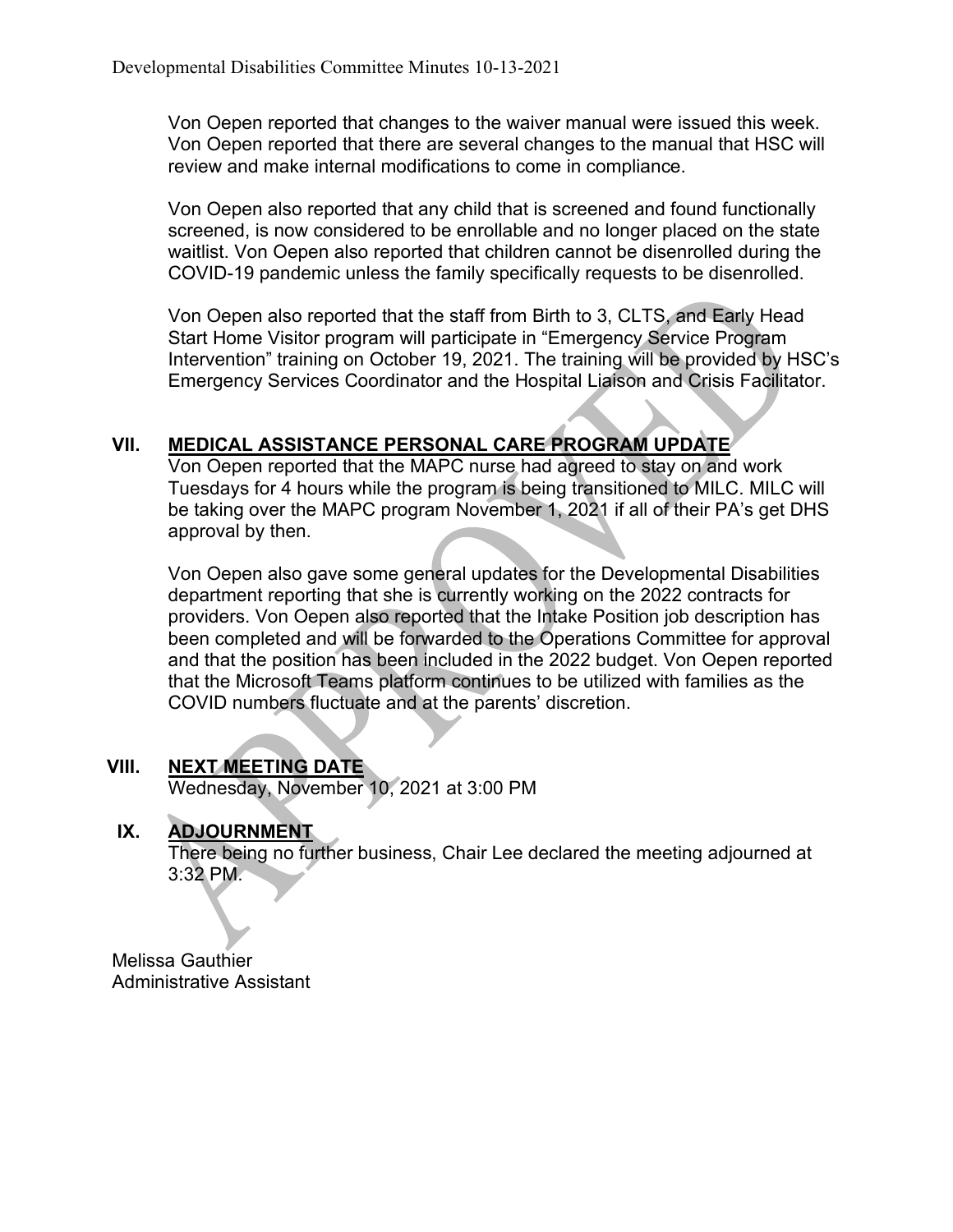Von Oepen reported that changes to the waiver manual were issued this week. Von Oepen reported that there are several changes to the manual that HSC will review and make internal modifications to come in compliance.

Von Oepen also reported that any child that is screened and found functionally screened, is now considered to be enrollable and no longer placed on the state waitlist. Von Oepen also reported that children cannot be disenrolled during the COVID-19 pandemic unless the family specifically requests to be disenrolled.

Von Oepen also reported that the staff from Birth to 3, CLTS, and Early Head Start Home Visitor program will participate in "Emergency Service Program Intervention" training on October 19, 2021. The training will be provided by HSC's Emergency Services Coordinator and the Hospital Liaison and Crisis Facilitator.

## VII. MEDICAL ASSISTANCE PERSONAL CARE PROGRAM UPDATE

Von Oepen reported that the MAPC nurse had agreed to stay on and work Tuesdays for 4 hours while the program is being transitioned to MILC. MILC will be taking over the MAPC program November 1, 2021 if all of their PA's get DHS approval by then.

Von Oepen also gave some general updates for the Developmental Disabilities department reporting that she is currently working on the 2022 contracts for providers. Von Oepen also reported that the Intake Position job description has been completed and will be forwarded to the Operations Committee for approval and that the position has been included in the 2022 budget. Von Oepen reported that the Microsoft Teams platform continues to be utilized with families as the COVID numbers fluctuate and at the parents' discretion.

## VIII. NEXT MEETING DATE

Wednesday, November 10, 2021 at 3:00 PM

## IX. ADJOURNMENT

There being no further business, Chair Lee declared the meeting adjourned at 3:32 PM.

Melissa Gauthier
Administrative Assistant